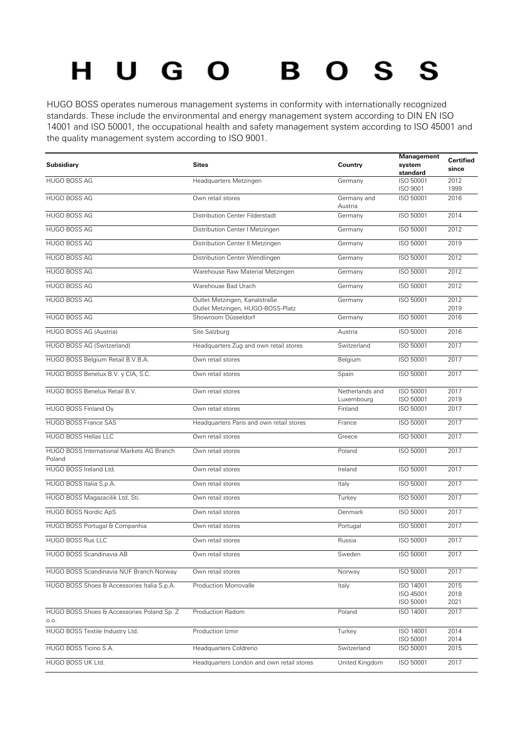# HUGO BOSS

HUGO BOSS operates numerous management systems in conformity with internationally recognized standards. These include the environmental and energy management system according to DIN EN ISO 14001 and ISO 50001, the occupational health and safety management system according to ISO 45001 and the quality management system according to ISO 9001.

| Subsidiary | Sites | Country | Management system standard | Certified since |
|---|---|---|---|---|
| HUGO BOSS AG | Headquarters Metzingen | Germany | ISO 50001<br>ISO 9001 | 2012<br>1999 |
| HUGO BOSS AG | Own retail stores | Germany and Austria | ISO 50001 | 2016 |
| HUGO BOSS AG | Distribution Center Filderstadt | Germany | ISO 50001 | 2014 |
| HUGO BOSS AG | Distribution Center I Metzingen | Germany | ISO 50001 | 2012 |
| HUGO BOSS AG | Distribution Center II Metzingen | Germany | ISO 50001 | 2019 |
| HUGO BOSS AG | Distribution Center Wendlingen | Germany | ISO 50001 | 2012 |
| HUGO BOSS AG | Warehouse Raw Material Metzingen | Germany | ISO 50001 | 2012 |
| HUGO BOSS AG | Warehouse Bad Urach | Germany | ISO 50001 | 2012 |
| HUGO BOSS AG | Outlet Metzingen, Kanalstraße<br>Outlet Metzingen, HUGO-BOSS-Platz | Germany | ISO 50001 | 2012<br>2019 |
| HUGO BOSS AG | Showroom Düsseldorf | Germany | ISO 50001 | 2016 |
| HUGO BOSS AG (Austria) | Site Salzburg | Austria | ISO 50001 | 2016 |
| HUGO BOSS AG (Switzerland) | Headquarters Zug and own retail stores | Switzerland | ISO 50001 | 2017 |
| HUGO BOSS Belgium Retail B.V.B.A. | Own retail stores | Belgium | ISO 50001 | 2017 |
| HUGO BOSS Benelux B.V. y CIA, S.C. | Own retail stores | Spain | ISO 50001 | 2017 |
| HUGO BOSS Benelux Retail B.V. | Own retail stores | Netherlands and Luxembourg | ISO 50001<br>ISO 50001 | 2017<br>2019 |
| HUGO BOSS Finland Oy | Own retail stores | Finland | ISO 50001 | 2017 |
| HUGO BOSS France SAS | Headquarters Paris and own retail stores | France | ISO 50001 | 2017 |
| HUGO BOSS Hellas LLC | Own retail stores | Greece | ISO 50001 | 2017 |
| HUGO BOSS International Markets AG Branch Poland | Own retail stores | Poland | ISO 50001 | 2017 |
| HUGO BOSS Ireland Ltd. | Own retail stores | Ireland | ISO 50001 | 2017 |
| HUGO BOSS Italia S.p.A. | Own retail stores | Italy | ISO 50001 | 2017 |
| HUGO BOSS Magazacilik Ltd. Sti. | Own retail stores | Turkey | ISO 50001 | 2017 |
| HUGO BOSS Nordic ApS | Own retail stores | Denmark | ISO 50001 | 2017 |
| HUGO BOSS Portugal & Companhia | Own retail stores | Portugal | ISO 50001 | 2017 |
| HUGO BOSS Rus LLC | Own retail stores | Russia | ISO 50001 | 2017 |
| HUGO BOSS Scandinavia AB | Own retail stores | Sweden | ISO 50001 | 2017 |
| HUGO BOSS Scandinavia NUF Branch Norway | Own retail stores | Norway | ISO 50001 | 2017 |
| HUGO BOSS Shoes & Accessories Italia S.p.A. | Production Morrovalle | Italy | ISO 14001<br>ISO 45001<br>ISO 50001 | 2015<br>2018<br>2021 |
| HUGO BOSS Shoes & Accessories Poland Sp. Z o.o. | Production Radom | Poland | ISO 14001 | 2017 |
| HUGO BOSS Textile Industry Ltd. | Production Izmir | Turkey | ISO 14001<br>ISO 50001 | 2014<br>2014 |
| HUGO BOSS Ticino S.A. | Headquarters Coldrerio | Switzerland | ISO 50001 | 2015 |
| HUGO BOSS UK Ltd. | Headquarters London and own retail stores | United Kingdom | ISO 50001 | 2017 |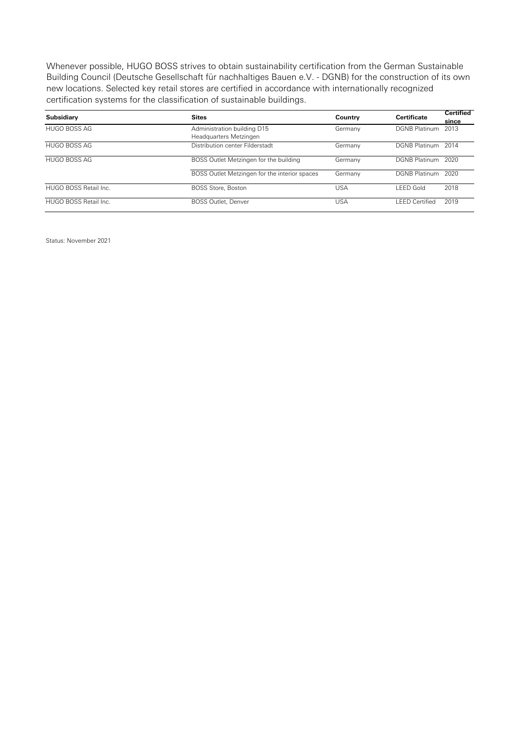Whenever possible, HUGO BOSS strives to obtain sustainability certification from the German Sustainable Building Council (Deutsche Gesellschaft für nachhaltiges Bauen e.V. - DGNB) for the construction of its own new locations. Selected key retail stores are certified in accordance with internationally recognized certification systems for the classification of sustainable buildings.

| Subsidiary | Sites | Country | Certificate | Certified since |
|---|---|---|---|---|
| HUGO BOSS AG | Administration building D15 Headquarters Metzingen | Germany | DGNB Platinum | 2013 |
| HUGO BOSS AG | Distribution center Filderstadt | Germany | DGNB Platinum | 2014 |
| HUGO BOSS AG | BOSS Outlet Metzingen for the building | Germany | DGNB Platinum | 2020 |
| | BOSS Outlet Metzingen for the interior spaces | Germany | DGNB Platinum | 2020 |
| HUGO BOSS Retail Inc. | BOSS Store, Boston | USA | LEED Gold | 2018 |
| HUGO BOSS Retail Inc. | BOSS Outlet, Denver | USA | LEED Certified | 2019 |

Status: November 2021